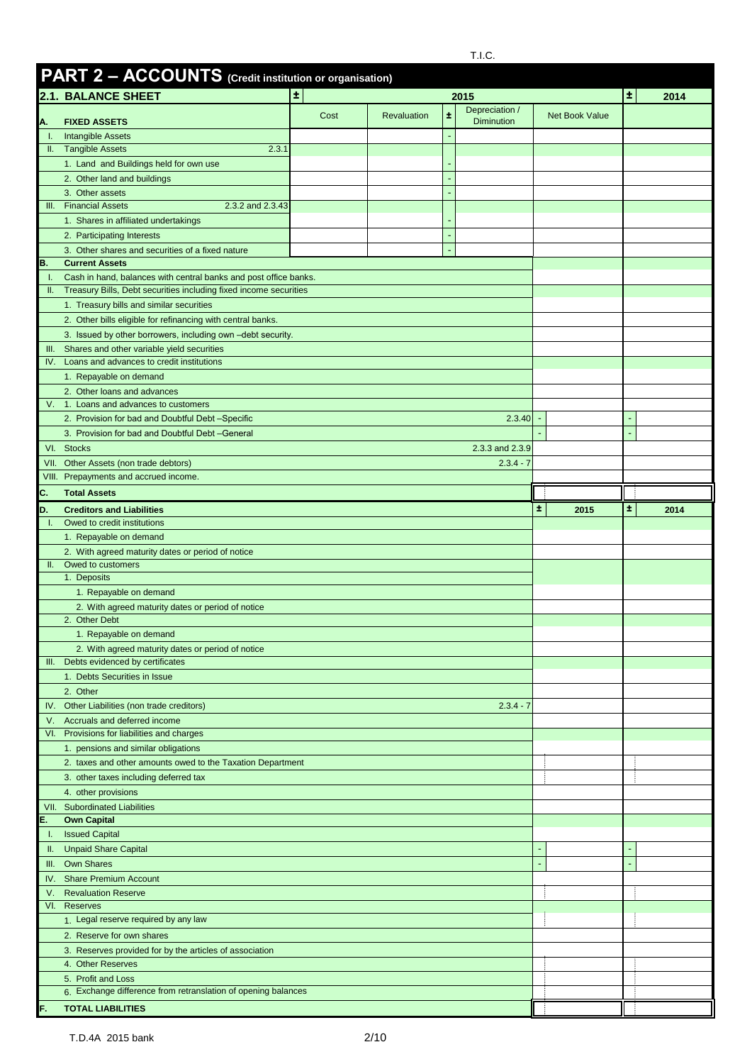T.I.C.

# PART 2 – ACCOUNTS (Credit institution or organisation)

## 2.1. BALANCE SHEET

| | | Ref | 2015 Cost | 2015 Revaluation | ± | 2015 Depreciation / Diminution | 2015 Net Book Value | 2014 |
|---|---|---|---|---|---|---|---|---|
| **A.** | **FIXED ASSETS** | | | | | | | |
| I. | Intangible Assets | | | | - | | | |
| II. | Tangible Assets | 2.3.1 | | | | | | |
| | 1. Land and Buildings held for own use | | | | - | | | |
| | 2. Other land and buildings | | | | - | | | |
| | 3. Other assets | | | | - | | | |
| III. | Financial Assets | 2.3.2 and 2.3.43 | | | | | | |
| | 1. Shares in affiliated undertakings | | | | - | | | |
| | 2. Participating Interests | | | | - | | | |
| | 3. Other shares and securities of a fixed nature | | | | - | | | |
| **B.** | **Current Assets** | | | | | | | |
| I. | Cash in hand, balances with central banks and post office banks. | | | | | | | |
| II. | Treasury Bills, Debt securities including fixed income securities | | | | | | | |
| | 1. Treasury bills and similar securities | | | | | | | |
| | 2. Other bills eligible for refinancing with central banks. | | | | | | | |
| | 3. Issued by other borrowers, including own –debt security. | | | | | | | |
| III. | Shares and other variable yield securities | | | | | | | |
| IV. | Loans and advances to credit institutions | | | | | | | |
| | 1. Repayable on demand | | | | | | | |
| | 2. Other loans and advances | | | | | | | |
| V. | 1. Loans and advances to customers | | | | | | | |
| | 2. Provision for bad and Doubtful Debt –Specific | 2.3.40 | | | | | - | - |
| | 3. Provision for bad and Doubtful Debt –General | | | | | | - | - |
| VI. | Stocks | 2.3.3 and 2.3.9 | | | | | | |
| VII. | Other Assets (non trade debtors) | 2.3.4 - 7 | | | | | | |
| VIII. | Prepayments and accrued income. | | | | | | | |
| **C.** | **Total Assets** | | | | | | | |

| | | Ref | ± 2015 | ± 2014 |
|---|---|---|---|---|
| **D.** | **Creditors and Liabilities** | | | |
| I. | Owed to credit institutions | | | |
| | 1. Repayable on demand | | | |
| | 2. With agreed maturity dates or period of notice | | | |
| II. | Owed to customers | | | |
| | 1. Deposits | | | |
| | 1. Repayable on demand | | | |
| | 2. With agreed maturity dates or period of notice | | | |
| | 2. Other Debt | | | |
| | 1. Repayable on demand | | | |
| | 2. With agreed maturity dates or period of notice | | | |
| III. | Debts evidenced by certificates | | | |
| | 1. Debts Securities in Issue | | | |
| | 2. Other | | | |
| IV. | Other Liabilities (non trade creditors) | 2.3.4 - 7 | | |
| V. | Accruals and deferred income | | | |
| VI. | Provisions for liabilities and charges | | | |
| | 1. pensions and similar obligations | | | |
| | 2. taxes and other amounts owed to the Taxation Department | | | |
| | 3. other taxes including deferred tax | | | |
| | 4. other provisions | | | |
| VII. | Subordinated Liabilities | | | |
| **E.** | **Own Capital** | | | |
| I. | Issued Capital | | | |
| II. | Unpaid Share Capital | | - | - |
| III. | Own Shares | | - | - |
| IV. | Share Premium Account | | | |
| V. | Revaluation Reserve | | | |
| VI. | Reserves | | | |
| | 1. Legal reserve required by any law | | | |
| | 2. Reserve for own shares | | | |
| | 3. Reserves provided for by the articles of association | | | |
| | 4. Other Reserves | | | |
| | 5. Profit and Loss | | | |
| | 6. Exchange difference from retranslation of opening balances | | | |
| **F.** | **TOTAL LIABILITIES** | | | |

T.D.4A 2015 bank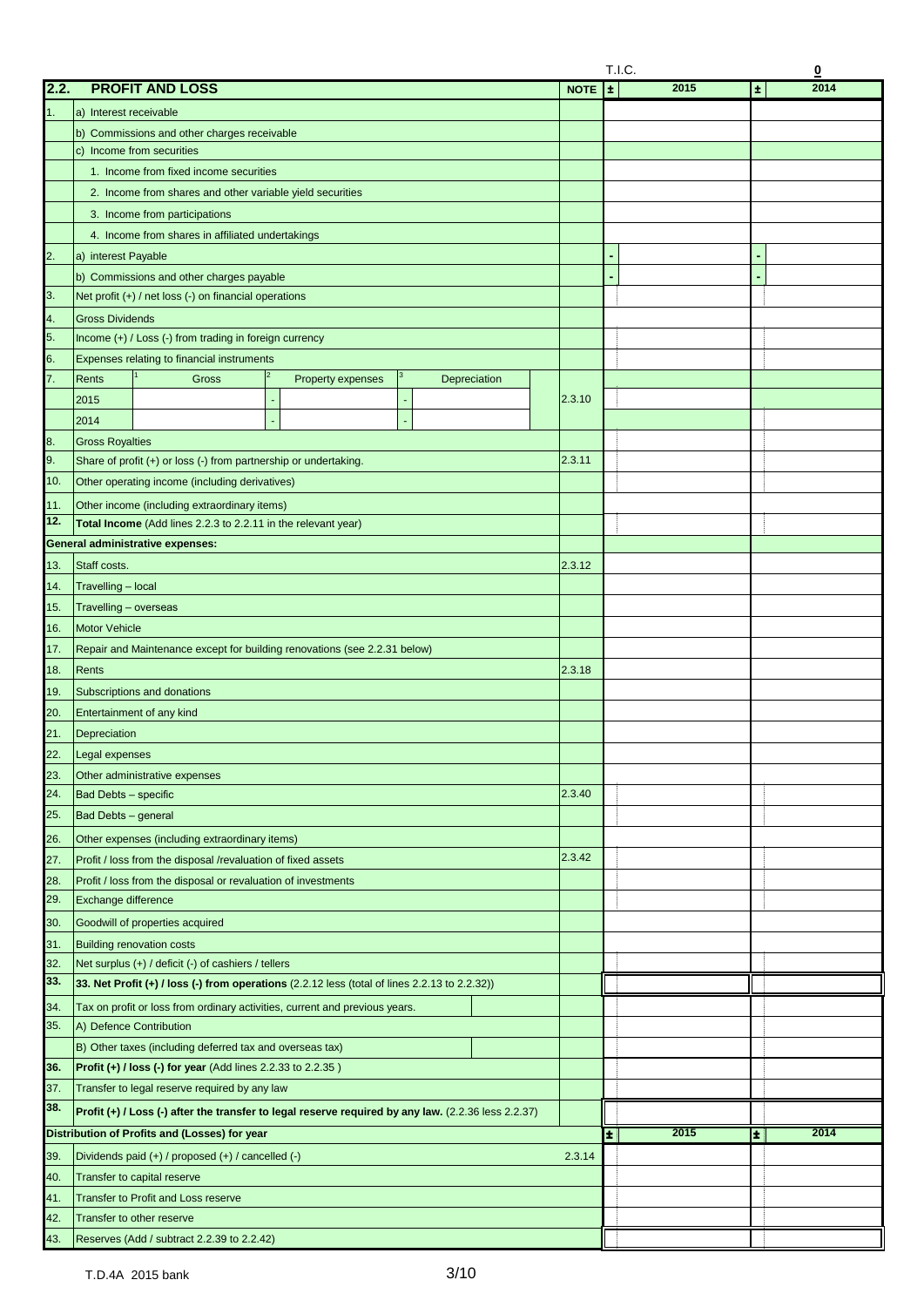T.I.C. **0**

| 2.2. | PROFIT AND LOSS | NOTE | ± | 2015 | ± | 2014 |
|---|---|---|---|---|---|---|
| 1. | a) Interest receivable | | | | | |
| | b) Commissions and other charges receivable | | | | | |
| | c) Income from securities | | | | | |
| | 1. Income from fixed income securities | | | | | |
| | 2. Income from shares and other variable yield securities | | | | | |
| | 3. Income from participations | | | | | |
| | 4. Income from shares in affiliated undertakings | | | | | |
| 2. | a) interest Payable | | - | | - | |
| | b) Commissions and other charges payable | | - | | - | |
| 3. | Net profit (+) / net loss (-) on financial operations | | | | | |
| 4. | Gross Dividends | | | | | |
| 5. | Income (+) / Loss (-) from trading in foreign currency | | | | | |
| 6. | Expenses relating to financial instruments | | | | | |
| 7. | Rents — [1] Gross — [2] Property expenses — [3] Depreciation | | | | | |
| | 2015 — - — - | 2.3.10 | | | | |
| | 2014 — - — - | | | | | |
| 8. | Gross Royalties | | | | | |
| 9. | Share of profit (+) or loss (-) from partnership or undertaking. | 2.3.11 | | | | |
| 10. | Other operating income (including derivatives) | | | | | |
| 11. | Other income (including extraordinary items) | | | | | |
| **12.** | **Total Income** (Add lines 2.2.3 to 2.2.11 in the relevant year) | | | | | |
| | **General administrative expenses:** | | | | | |
| 13. | Staff costs. | 2.3.12 | | | | |
| 14. | Travelling – local | | | | | |
| 15. | Travelling – overseas | | | | | |
| 16. | Motor Vehicle | | | | | |
| 17. | Repair and Maintenance except for building renovations (see 2.2.31 below) | | | | | |
| 18. | Rents | 2.3.18 | | | | |
| 19. | Subscriptions and donations | | | | | |
| 20. | Entertainment of any kind | | | | | |
| 21. | Depreciation | | | | | |
| 22. | Legal expenses | | | | | |
| 23. | Other administrative expenses | | | | | |
| 24. | Bad Debts – specific | 2.3.40 | | | | |
| 25. | Bad Debts – general | | | | | |
| 26. | Other expenses (including extraordinary items) | | | | | |
| 27. | Profit / loss from the disposal /revaluation of fixed assets | 2.3.42 | | | | |
| 28. | Profit / loss from the disposal or revaluation of investments | | | | | |
| 29. | Exchange difference | | | | | |
| 30. | Goodwill of properties acquired | | | | | |
| 31. | Building renovation costs | | | | | |
| 32. | Net surplus (+) / deficit (-) of cashiers / tellers | | | | | |
| **33.** | **33. Net Profit (+) / loss (-) from operations** (2.2.12 less (total of lines 2.2.13 to 2.2.32)) | | | | | |
| 34. | Tax on profit or loss from ordinary activities, current and previous years. | | | | | |
| 35. | A) Defence Contribution | | | | | |
| | B) Other taxes (including deferred tax and overseas tax) | | | | | |
| **36.** | **Profit (+) / loss (-) for year** (Add lines 2.2.33 to 2.2.35 ) | | | | | |
| 37. | Transfer to legal reserve required by any law | | | | | |
| **38.** | **Profit (+) / Loss (-) after the transfer to legal reserve required by any law.** (2.2.36 less 2.2.37) | | | | | |
| | **Distribution of Profits and (Losses) for year** | | ± | 2015 | ± | 2014 |
| 39. | Dividends paid (+) / proposed (+) / cancelled (-) | 2.3.14 | | | | |
| 40. | Transfer to capital reserve | | | | | |
| 41. | Transfer to Profit and Loss reserve | | | | | |
| 42. | Transfer to other reserve | | | | | |
| 43. | Reserves (Add / subtract 2.2.39 to 2.2.42) | | | | | |

T.D.4A 2015 bank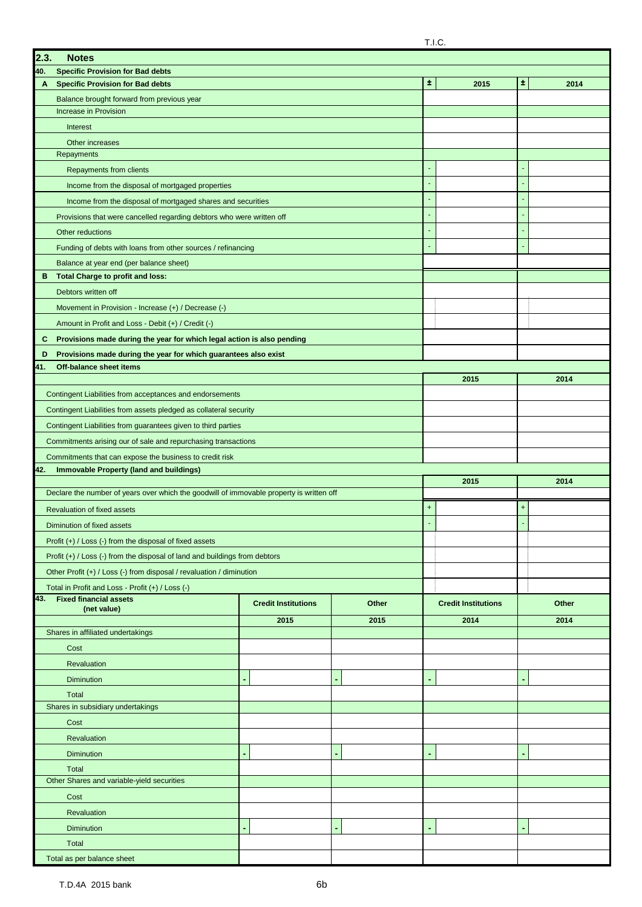T.I.C.

## 2.3. Notes

### 40. Specific Provision for Bad debts

| A Specific Provision for Bad debts | ± | 2015 | ± | 2014 |
|---|---|---|---|---|
| Balance brought forward from previous year | | | | |
| Increase in Provision | | | | |
| Interest | | | | |
| Other increases | | | | |
| Repayments | | | | |
| Repayments from clients | - | | - | |
| Income from the disposal of mortgaged properties | - | | - | |
| Income from the disposal of mortgaged shares and securities | - | | - | |
| Provisions that were cancelled regarding debtors who were written off | - | | - | |
| Other reductions | - | | - | |
| Funding of debts with loans from other sources / refinancing | - | | - | |
| Balance at year end (per balance sheet) | | | | |
| **B Total Charge to profit and loss:** | | | | |
| Debtors written off | | | | |
| Movement in Provision - Increase (+) / Decrease (-) | | | | |
| Amount in Profit and Loss - Debit (+) / Credit (-) | | | | |
| **C Provisions made during the year for which legal action is also pending** | | | | |
| **D Provisions made during the year for which guarantees also exist** | | | | |

### 41. Off-balance sheet items

| | 2015 | 2014 |
|---|---|---|
| Contingent Liabilities from acceptances and endorsements | | |
| Contingent Liabilities from assets pledged as collateral security | | |
| Contingent Liabilities from guarantees given to third parties | | |
| Commitments arising our of sale and repurchasing transactions | | |
| Commitments that can expose the business to credit risk | | |

### 42. Immovable Property (land and buildings)

| | | 2015 | | 2014 |
|---|---|---|---|---|
| Declare the number of years over which the goodwill of immovable property is written off | | | | |
| Revaluation of fixed assets | + | | + | |
| Diminution of fixed assets | - | | - | |
| Profit (+) / Loss (-) from the disposal of fixed assets | | | | |
| Profit (+) / Loss (-) from the disposal of land and buildings from debtors | | | | |
| Other Profit (+) / Loss (-) from disposal / revaluation / diminution | | | | |
| Total in Profit and Loss - Profit (+) / Loss (-) | | | | |

### 43. Fixed financial assets (net value)

| | Credit Institutions | Other | Credit Institutions | Other |
|---|---|---|---|---|
| | 2015 | 2015 | 2014 | 2014 |
| Shares in affiliated undertakings | | | | |
| Cost | | | | |
| Revaluation | | | | |
| Diminution | - | - | - | - |
| Total | | | | |
| Shares in subsidiary undertakings | | | | |
| Cost | | | | |
| Revaluation | | | | |
| Diminution | - | - | - | - |
| Total | | | | |
| Other Shares and variable-yield securities | | | | |
| Cost | | | | |
| Revaluation | | | | |
| Diminution | - | - | - | - |
| Total | | | | |
| Total as per balance sheet | | | | |

T.D.4A 2015 bank

6b